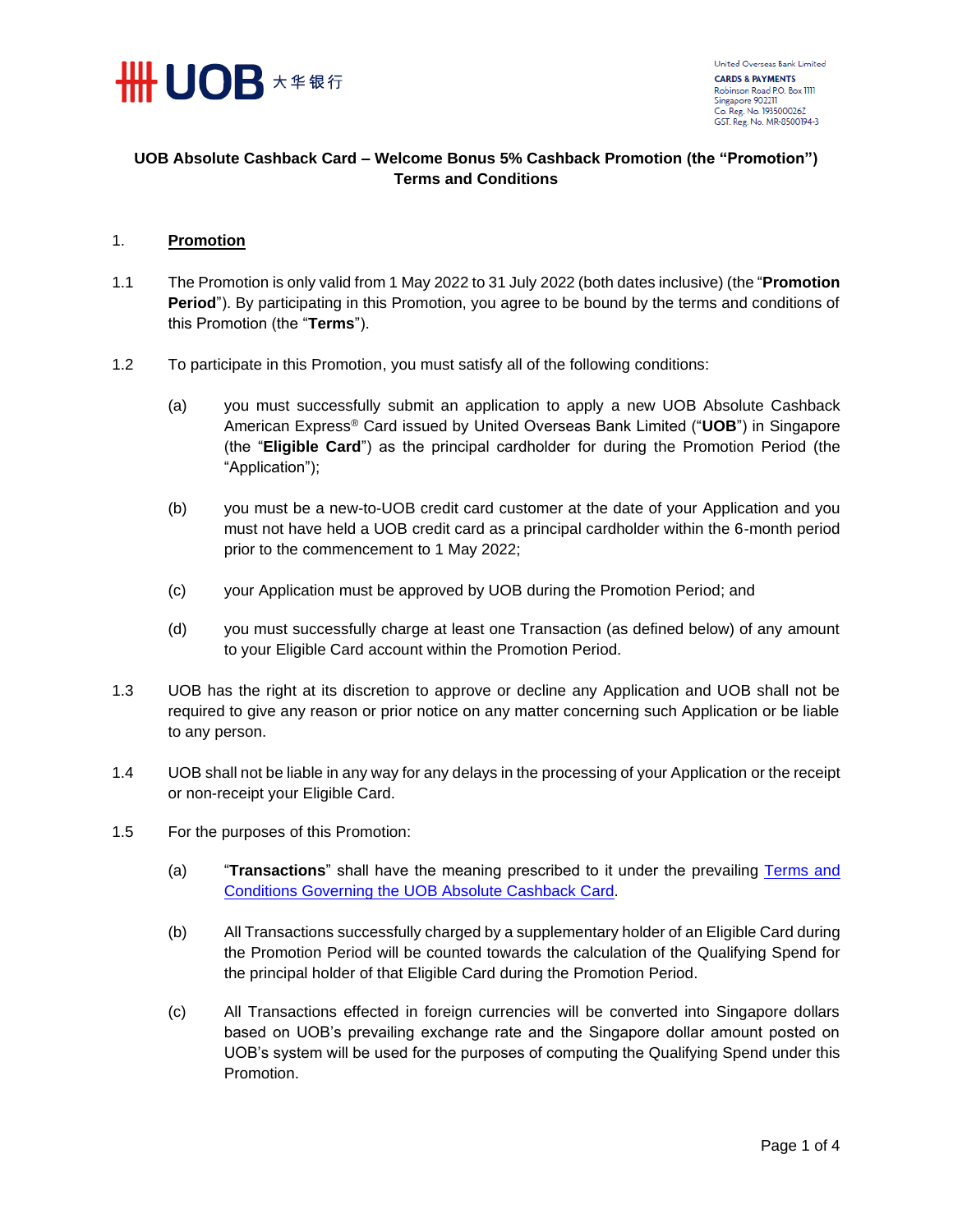United Overseas Bank Limited
CARDS & PAYMENTS
Robinson Road P.O. Box 1111
Singapore 902211
Co. Reg. No. 193500026Z
GST. Reg. No. MR-8500194-3

# UOB Absolute Cashback Card – Welcome Bonus 5% Cashback Promotion (the "Promotion") Terms and Conditions

## 1. Promotion

1.1 The Promotion is only valid from 1 May 2022 to 31 July 2022 (both dates inclusive) (the "**Promotion Period**"). By participating in this Promotion, you agree to be bound by the terms and conditions of this Promotion (the "**Terms**").

1.2 To participate in this Promotion, you must satisfy all of the following conditions:

(a) you must successfully submit an application to apply a new UOB Absolute Cashback American Express® Card issued by United Overseas Bank Limited ("**UOB**") in Singapore (the "**Eligible Card**") as the principal cardholder for during the Promotion Period (the "Application");

(b) you must be a new-to-UOB credit card customer at the date of your Application and you must not have held a UOB credit card as a principal cardholder within the 6-month period prior to the commencement to 1 May 2022;

(c) your Application must be approved by UOB during the Promotion Period; and

(d) you must successfully charge at least one Transaction (as defined below) of any amount to your Eligible Card account within the Promotion Period.

1.3 UOB has the right at its discretion to approve or decline any Application and UOB shall not be required to give any reason or prior notice on any matter concerning such Application or be liable to any person.

1.4 UOB shall not be liable in any way for any delays in the processing of your Application or the receipt or non-receipt your Eligible Card.

1.5 For the purposes of this Promotion:

(a) "**Transactions**" shall have the meaning prescribed to it under the prevailing Terms and Conditions Governing the UOB Absolute Cashback Card.

(b) All Transactions successfully charged by a supplementary holder of an Eligible Card during the Promotion Period will be counted towards the calculation of the Qualifying Spend for the principal holder of that Eligible Card during the Promotion Period.

(c) All Transactions effected in foreign currencies will be converted into Singapore dollars based on UOB's prevailing exchange rate and the Singapore dollar amount posted on UOB's system will be used for the purposes of computing the Qualifying Spend under this Promotion.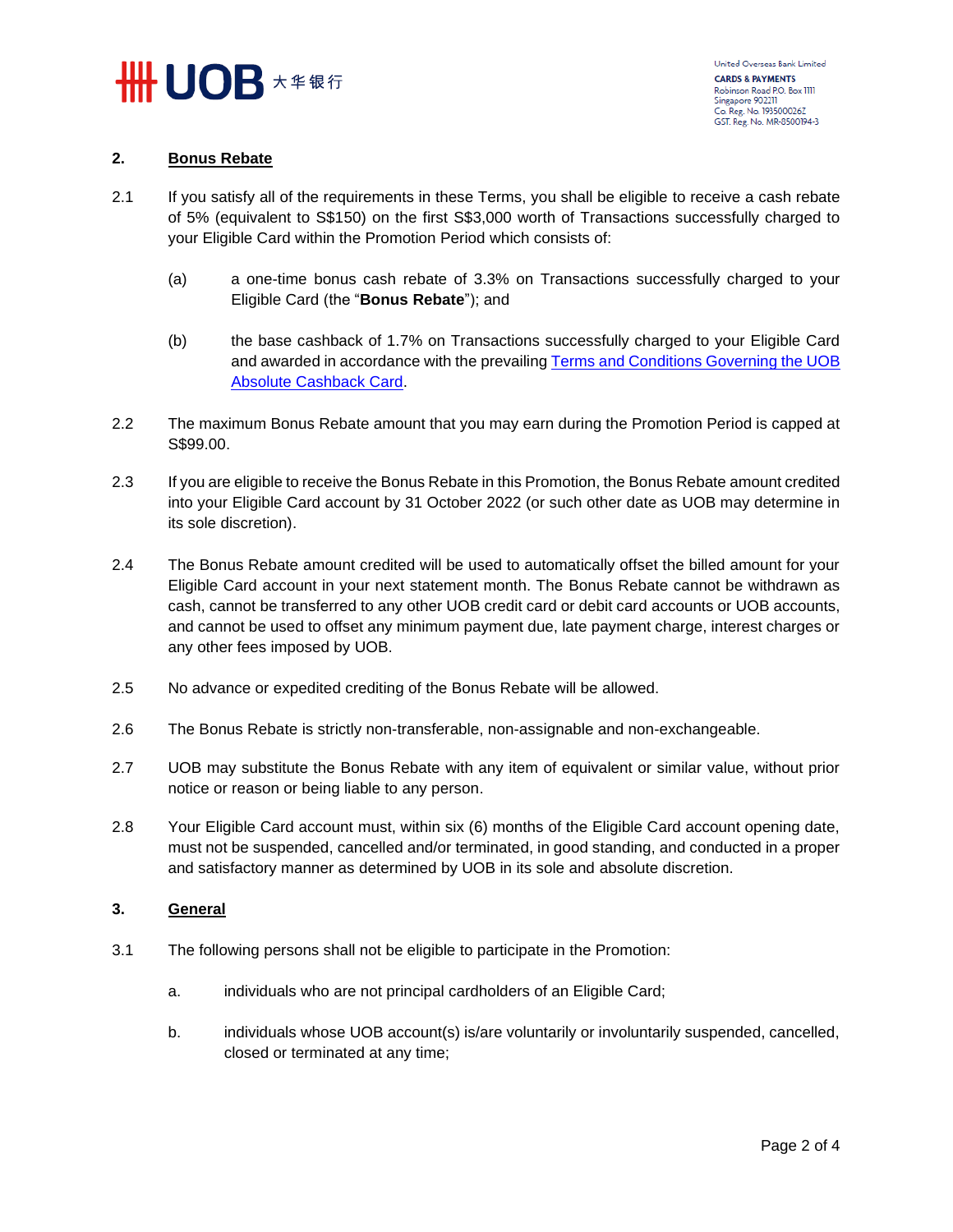## 2. Bonus Rebate

2.1 If you satisfy all of the requirements in these Terms, you shall be eligible to receive a cash rebate of 5% (equivalent to S$150) on the first S$3,000 worth of Transactions successfully charged to your Eligible Card within the Promotion Period which consists of:

(a) a one-time bonus cash rebate of 3.3% on Transactions successfully charged to your Eligible Card (the "**Bonus Rebate**"); and

(b) the base cashback of 1.7% on Transactions successfully charged to your Eligible Card and awarded in accordance with the prevailing Terms and Conditions Governing the UOB Absolute Cashback Card.

2.2 The maximum Bonus Rebate amount that you may earn during the Promotion Period is capped at S$99.00.

2.3 If you are eligible to receive the Bonus Rebate in this Promotion, the Bonus Rebate amount credited into your Eligible Card account by 31 October 2022 (or such other date as UOB may determine in its sole discretion).

2.4 The Bonus Rebate amount credited will be used to automatically offset the billed amount for your Eligible Card account in your next statement month. The Bonus Rebate cannot be withdrawn as cash, cannot be transferred to any other UOB credit card or debit card accounts or UOB accounts, and cannot be used to offset any minimum payment due, late payment charge, interest charges or any other fees imposed by UOB.

2.5 No advance or expedited crediting of the Bonus Rebate will be allowed.

2.6 The Bonus Rebate is strictly non-transferable, non-assignable and non-exchangeable.

2.7 UOB may substitute the Bonus Rebate with any item of equivalent or similar value, without prior notice or reason or being liable to any person.

2.8 Your Eligible Card account must, within six (6) months of the Eligible Card account opening date, must not be suspended, cancelled and/or terminated, in good standing, and conducted in a proper and satisfactory manner as determined by UOB in its sole and absolute discretion.

## 3. General

3.1 The following persons shall not be eligible to participate in the Promotion:

a. individuals who are not principal cardholders of an Eligible Card;

b. individuals whose UOB account(s) is/are voluntarily or involuntarily suspended, cancelled, closed or terminated at any time;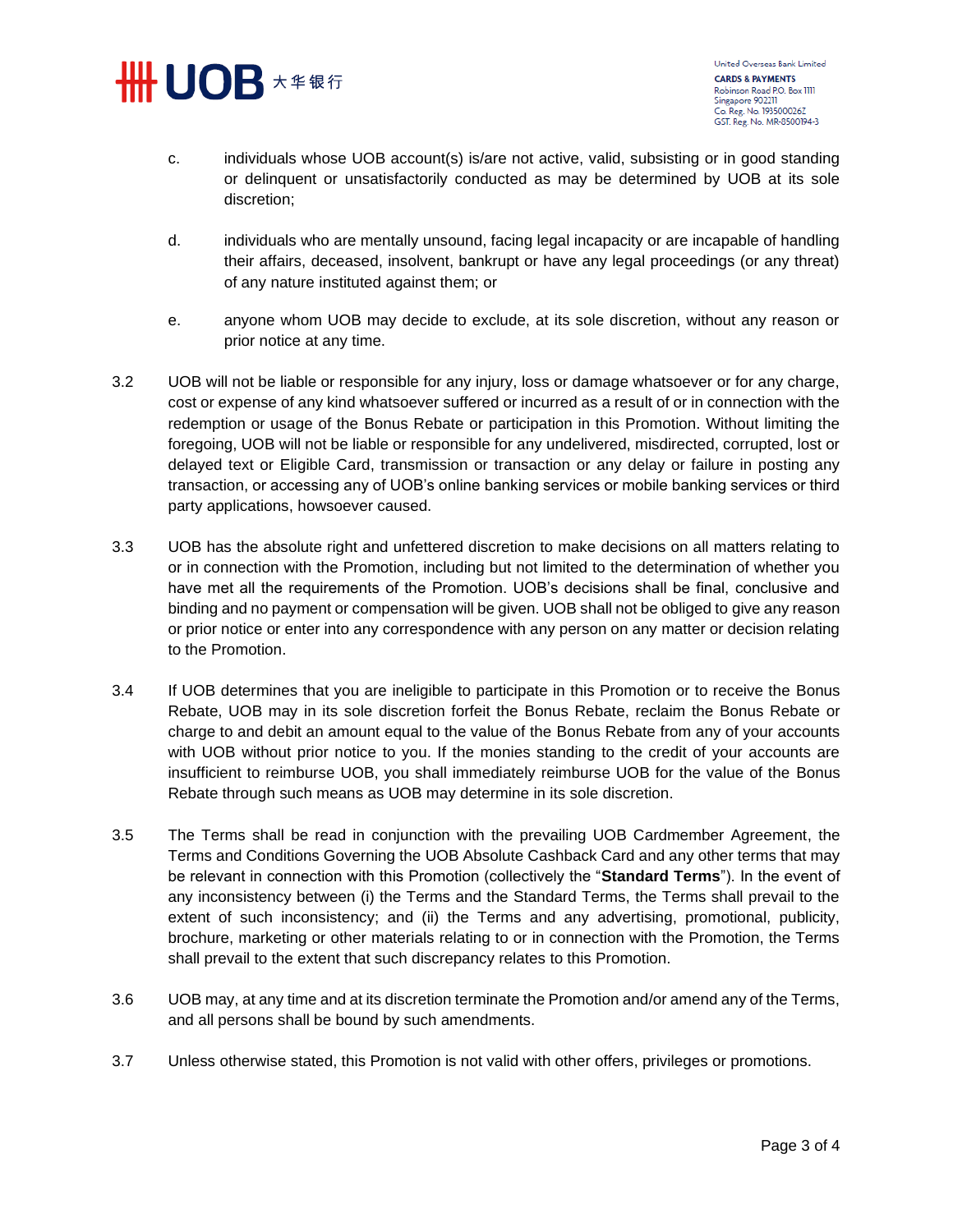c. individuals whose UOB account(s) is/are not active, valid, subsisting or in good standing or delinquent or unsatisfactorily conducted as may be determined by UOB at its sole discretion;

d. individuals who are mentally unsound, facing legal incapacity or are incapable of handling their affairs, deceased, insolvent, bankrupt or have any legal proceedings (or any threat) of any nature instituted against them; or

e. anyone whom UOB may decide to exclude, at its sole discretion, without any reason or prior notice at any time.

3.2 UOB will not be liable or responsible for any injury, loss or damage whatsoever or for any charge, cost or expense of any kind whatsoever suffered or incurred as a result of or in connection with the redemption or usage of the Bonus Rebate or participation in this Promotion. Without limiting the foregoing, UOB will not be liable or responsible for any undelivered, misdirected, corrupted, lost or delayed text or Eligible Card, transmission or transaction or any delay or failure in posting any transaction, or accessing any of UOB's online banking services or mobile banking services or third party applications, howsoever caused.

3.3 UOB has the absolute right and unfettered discretion to make decisions on all matters relating to or in connection with the Promotion, including but not limited to the determination of whether you have met all the requirements of the Promotion. UOB's decisions shall be final, conclusive and binding and no payment or compensation will be given. UOB shall not be obliged to give any reason or prior notice or enter into any correspondence with any person on any matter or decision relating to the Promotion.

3.4 If UOB determines that you are ineligible to participate in this Promotion or to receive the Bonus Rebate, UOB may in its sole discretion forfeit the Bonus Rebate, reclaim the Bonus Rebate or charge to and debit an amount equal to the value of the Bonus Rebate from any of your accounts with UOB without prior notice to you. If the monies standing to the credit of your accounts are insufficient to reimburse UOB, you shall immediately reimburse UOB for the value of the Bonus Rebate through such means as UOB may determine in its sole discretion.

3.5 The Terms shall be read in conjunction with the prevailing UOB Cardmember Agreement, the Terms and Conditions Governing the UOB Absolute Cashback Card and any other terms that may be relevant in connection with this Promotion (collectively the "**Standard Terms**"). In the event of any inconsistency between (i) the Terms and the Standard Terms, the Terms shall prevail to the extent of such inconsistency; and (ii) the Terms and any advertising, promotional, publicity, brochure, marketing or other materials relating to or in connection with the Promotion, the Terms shall prevail to the extent that such discrepancy relates to this Promotion.

3.6 UOB may, at any time and at its discretion terminate the Promotion and/or amend any of the Terms, and all persons shall be bound by such amendments.

3.7 Unless otherwise stated, this Promotion is not valid with other offers, privileges or promotions.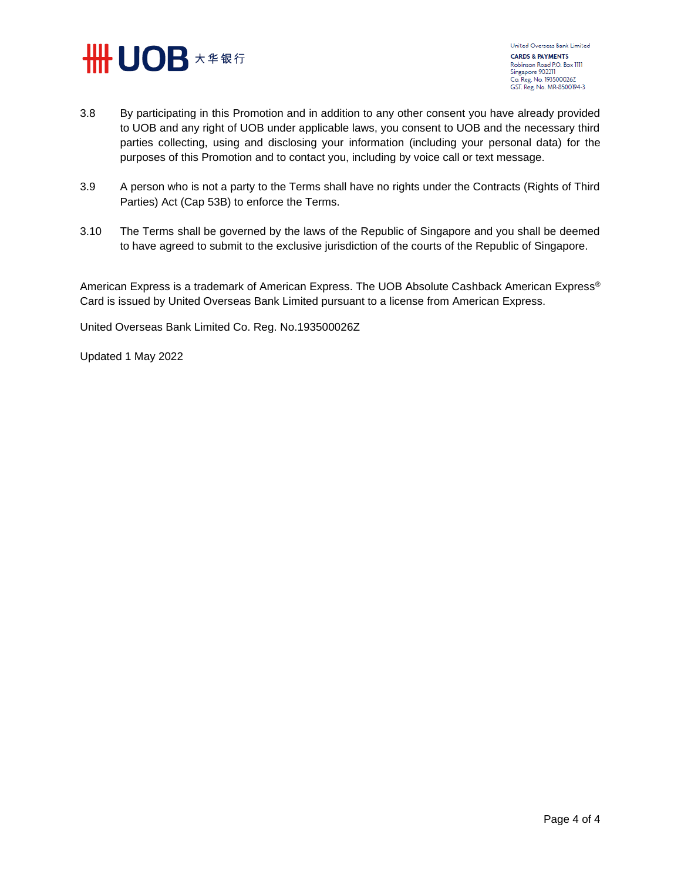3.8 By participating in this Promotion and in addition to any other consent you have already provided to UOB and any right of UOB under applicable laws, you consent to UOB and the necessary third parties collecting, using and disclosing your information (including your personal data) for the purposes of this Promotion and to contact you, including by voice call or text message.

3.9 A person who is not a party to the Terms shall have no rights under the Contracts (Rights of Third Parties) Act (Cap 53B) to enforce the Terms.

3.10 The Terms shall be governed by the laws of the Republic of Singapore and you shall be deemed to have agreed to submit to the exclusive jurisdiction of the courts of the Republic of Singapore.

American Express is a trademark of American Express. The UOB Absolute Cashback American Express® Card is issued by United Overseas Bank Limited pursuant to a license from American Express.

United Overseas Bank Limited Co. Reg. No.193500026Z

Updated 1 May 2022